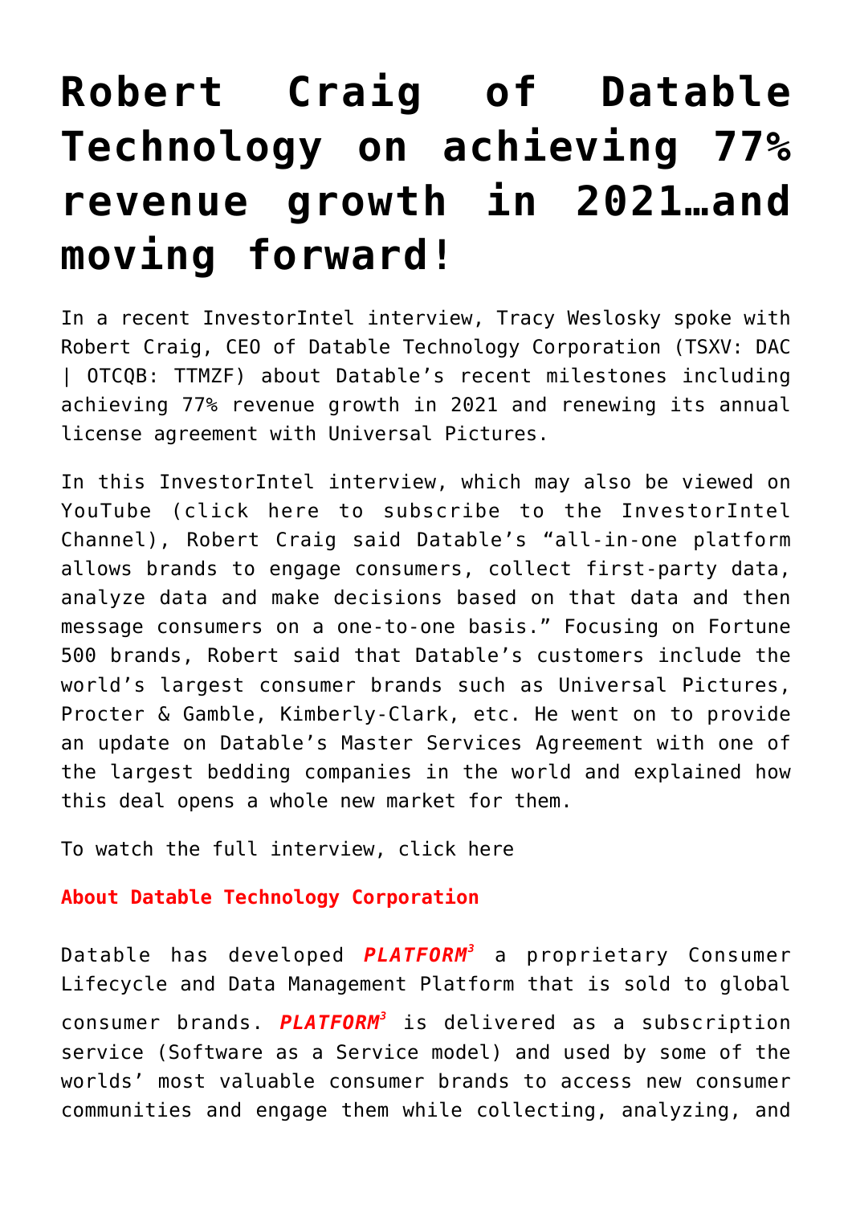# Robert Craig of Datable Technology on achieving 77% revenue growth in 2021…and moving forward!

In a recent InvestorIntel interview, Tracy Weslosky spoke with Robert Craig, CEO of Datable Technology Corporation (TSXV: DAC | OTCQB: TTMZF) about Datable's recent milestones including achieving 77% revenue growth in 2021 and renewing its annual license agreement with Universal Pictures.

In this InvestorIntel interview, which may also be viewed on YouTube (click here to subscribe to the InvestorIntel Channel), Robert Craig said Datable's "all-in-one platform allows brands to engage consumers, collect first-party data, analyze data and make decisions based on that data and then message consumers on a one-to-one basis." Focusing on Fortune 500 brands, Robert said that Datable's customers include the world's largest consumer brands such as Universal Pictures, Procter & Gamble, Kimberly-Clark, etc. He went on to provide an update on Datable's Master Services Agreement with one of the largest bedding companies in the world and explained how this deal opens a whole new market for them.

To watch the full interview, click here

**About Datable Technology Corporation**

Datable has developed ***PLATFORM³*** a proprietary Consumer Lifecycle and Data Management Platform that is sold to global consumer brands. ***PLATFORM³*** is delivered as a subscription service (Software as a Service model) and used by some of the worlds' most valuable consumer brands to access new consumer communities and engage them while collecting, analyzing, and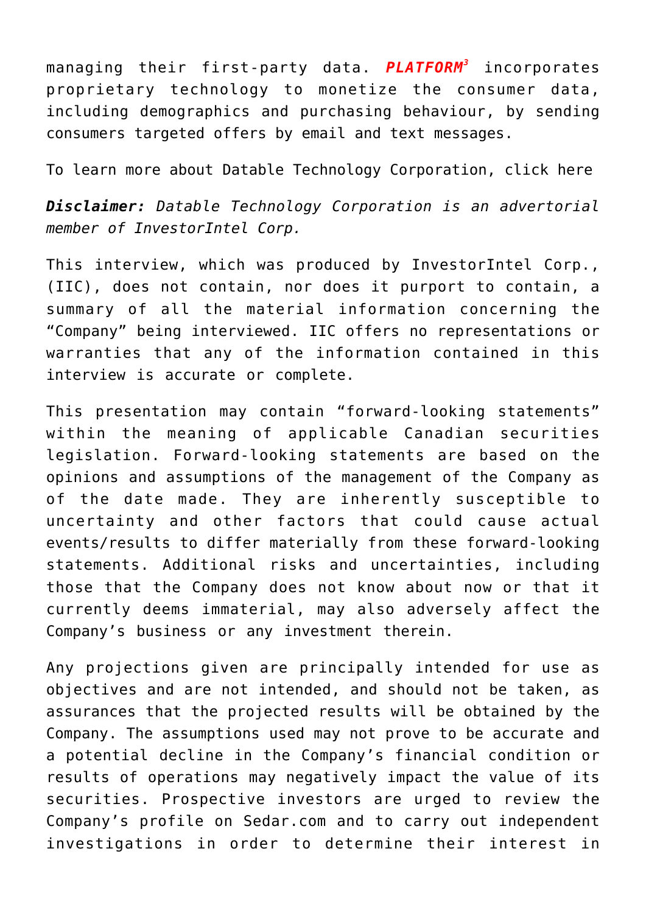managing their first-party data. ***PLATFORM³*** incorporates proprietary technology to monetize the consumer data, including demographics and purchasing behaviour, by sending consumers targeted offers by email and text messages.

To learn more about Datable Technology Corporation, click here

***Disclaimer:*** *Datable Technology Corporation is an advertorial member of InvestorIntel Corp.*

This interview, which was produced by InvestorIntel Corp., (IIC), does not contain, nor does it purport to contain, a summary of all the material information concerning the "Company" being interviewed. IIC offers no representations or warranties that any of the information contained in this interview is accurate or complete.

This presentation may contain "forward-looking statements" within the meaning of applicable Canadian securities legislation. Forward-looking statements are based on the opinions and assumptions of the management of the Company as of the date made. They are inherently susceptible to uncertainty and other factors that could cause actual events/results to differ materially from these forward-looking statements. Additional risks and uncertainties, including those that the Company does not know about now or that it currently deems immaterial, may also adversely affect the Company's business or any investment therein.

Any projections given are principally intended for use as objectives and are not intended, and should not be taken, as assurances that the projected results will be obtained by the Company. The assumptions used may not prove to be accurate and a potential decline in the Company's financial condition or results of operations may negatively impact the value of its securities. Prospective investors are urged to review the Company's profile on Sedar.com and to carry out independent investigations in order to determine their interest in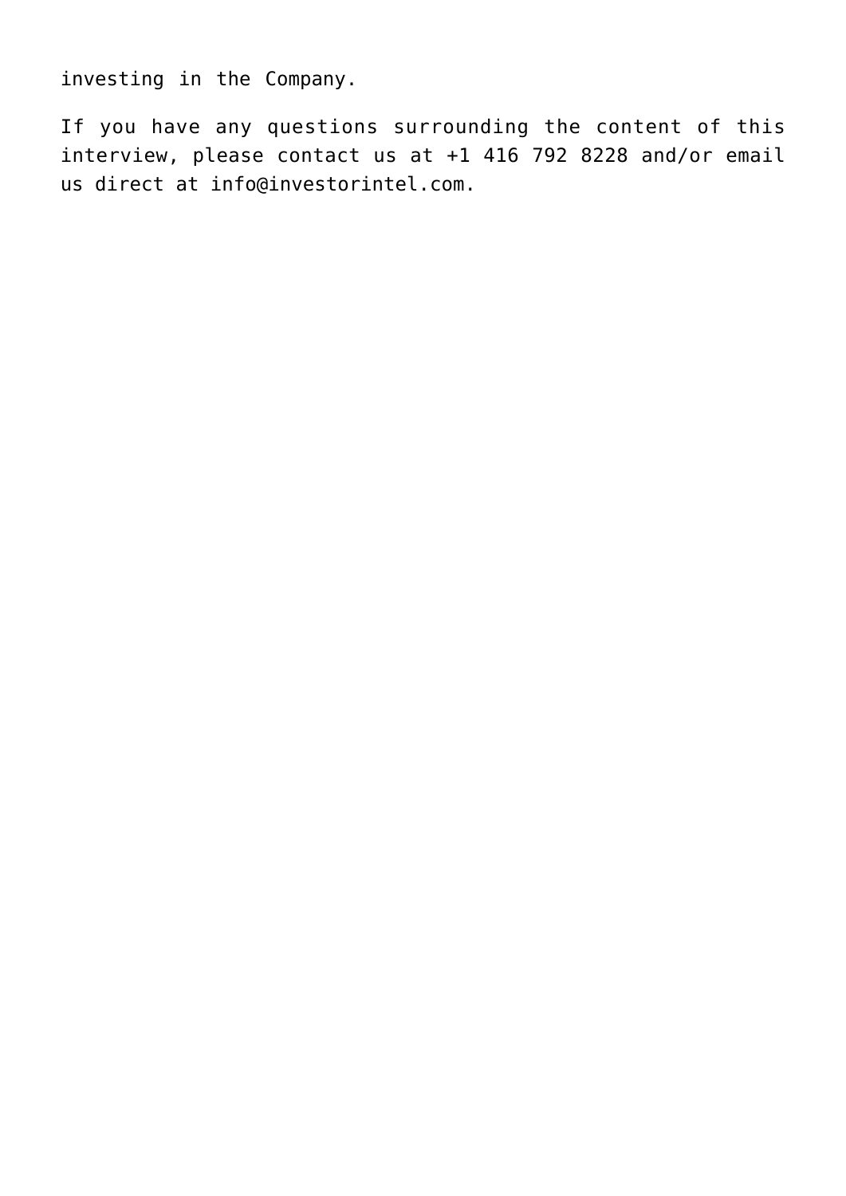investing in the Company.

If you have any questions surrounding the content of this interview, please contact us at +1 416 792 8228 and/or email us direct at info@investorintel.com.